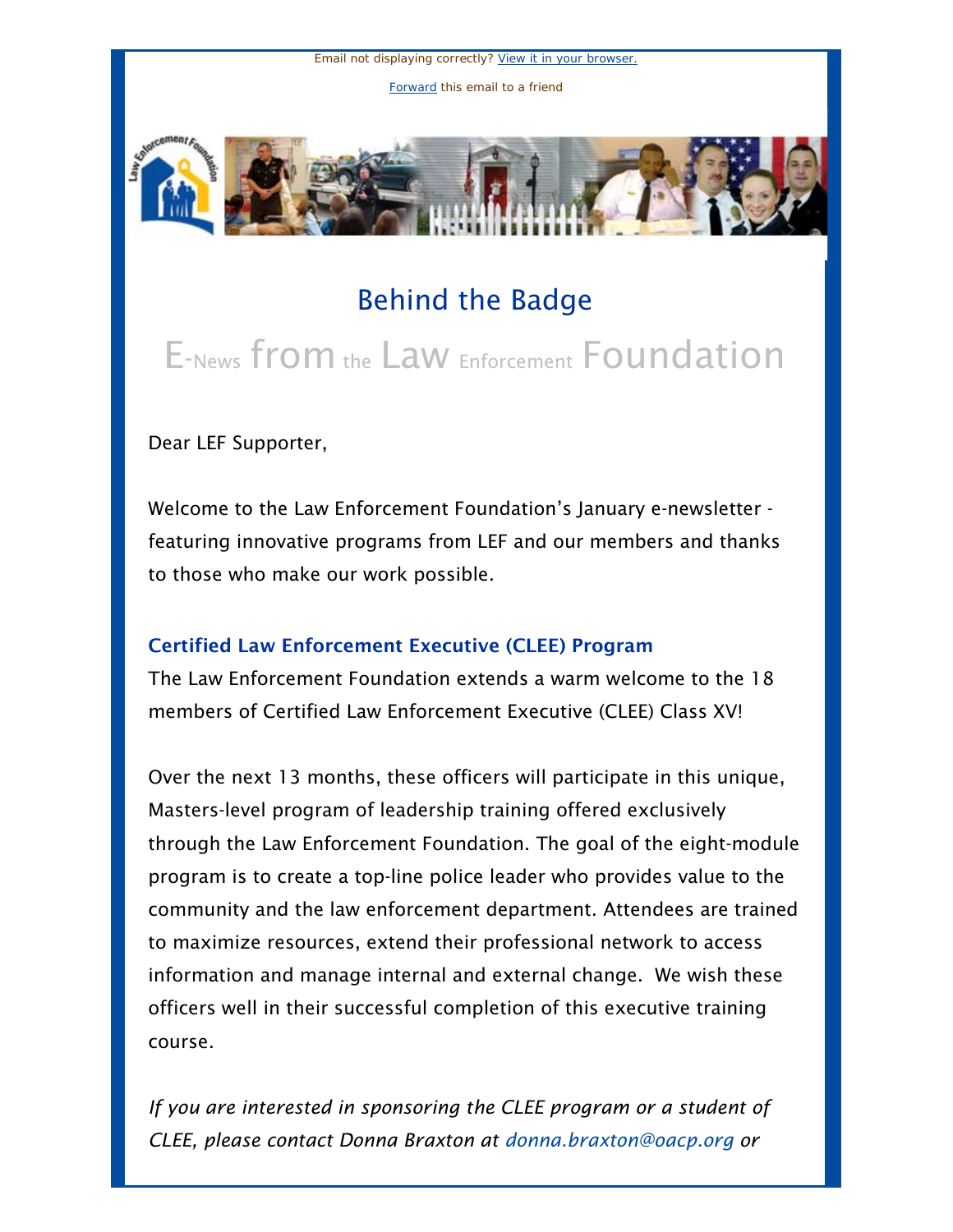Email not displaying correctly? View it in your browser.

Forward this email to a friend

# Behind the Badge

## E-News from the Law Enforcement Foundation

Dear LEF Supporter,

Welcome to the Law Enforcement Foundation's January e-newsletter - featuring innovative programs from LEF and our members and thanks to those who make our work possible.

### Certified Law Enforcement Executive (CLEE) Program

The Law Enforcement Foundation extends a warm welcome to the 18 members of Certified Law Enforcement Executive (CLEE) Class XV!

Over the next 13 months, these officers will participate in this unique, Masters-level program of leadership training offered exclusively through the Law Enforcement Foundation. The goal of the eight-module program is to create a top-line police leader who provides value to the community and the law enforcement department. Attendees are trained to maximize resources, extend their professional network to access information and manage internal and external change. We wish these officers well in their successful completion of this executive training course.

*If you are interested in sponsoring the CLEE program or a student of CLEE, please contact Donna Braxton at donna.braxton@oacp.org or*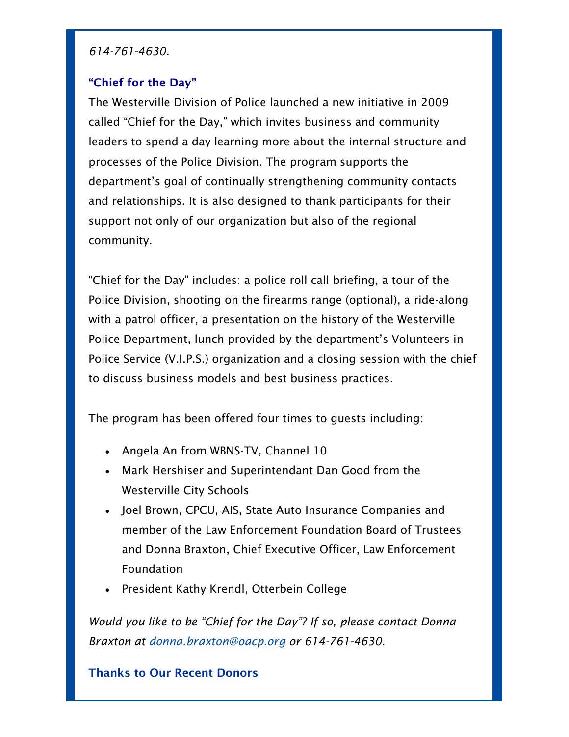*614-761-4630.*

### "Chief for the Day"

The Westerville Division of Police launched a new initiative in 2009 called "Chief for the Day," which invites business and community leaders to spend a day learning more about the internal structure and processes of the Police Division. The program supports the department's goal of continually strengthening community contacts and relationships. It is also designed to thank participants for their support not only of our organization but also of the regional community.

"Chief for the Day" includes: a police roll call briefing, a tour of the Police Division, shooting on the firearms range (optional), a ride-along with a patrol officer, a presentation on the history of the Westerville Police Department, lunch provided by the department's Volunteers in Police Service (V.I.P.S.) organization and a closing session with the chief to discuss business models and best business practices.

The program has been offered four times to guests including:

- Angela An from WBNS-TV, Channel 10
- Mark Hershiser and Superintendant Dan Good from the Westerville City Schools
- Joel Brown, CPCU, AIS, State Auto Insurance Companies and member of the Law Enforcement Foundation Board of Trustees and Donna Braxton, Chief Executive Officer, Law Enforcement Foundation
- President Kathy Krendl, Otterbein College

*Would you like to be "Chief for the Day"? If so, please contact Donna Braxton at donna.braxton@oacp.org or 614-761-4630.*

### Thanks to Our Recent Donors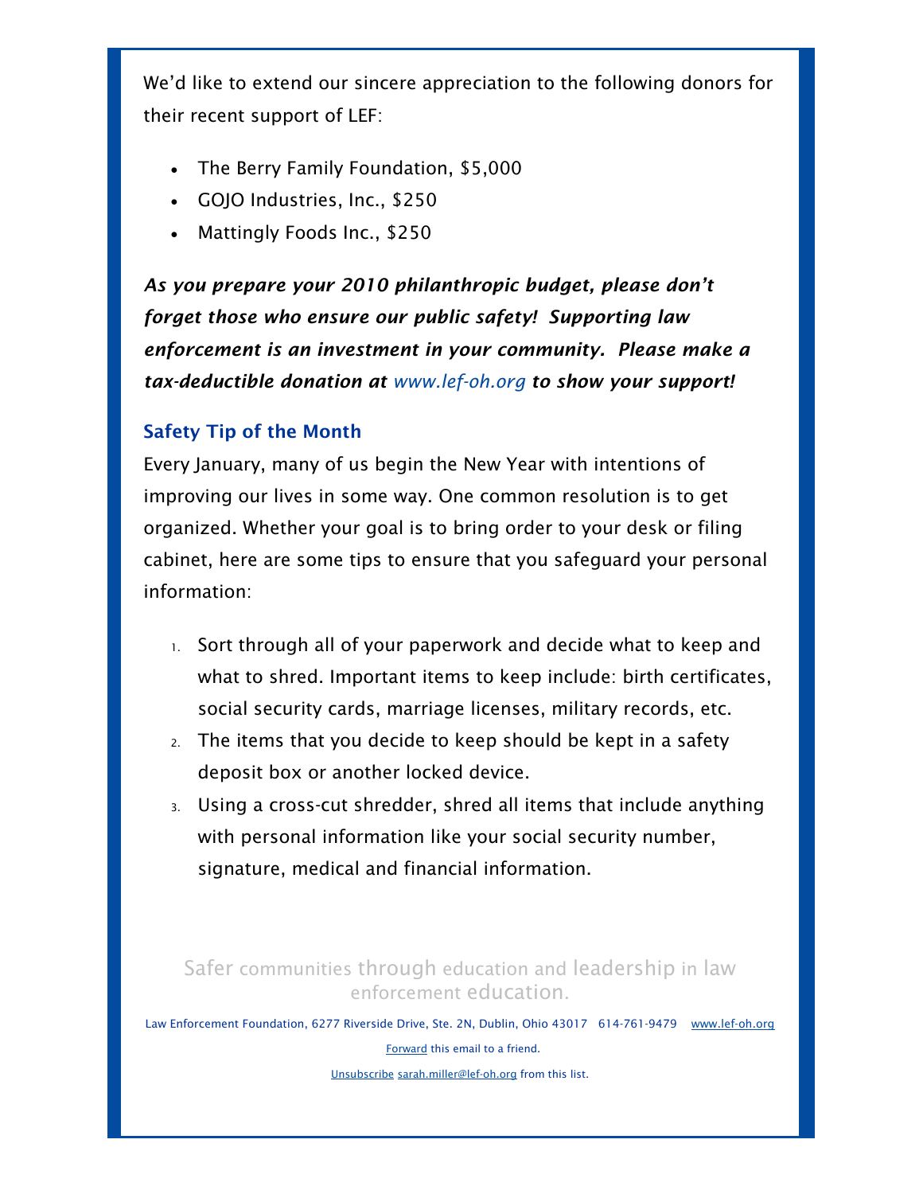We'd like to extend our sincere appreciation to the following donors for their recent support of LEF:

- The Berry Family Foundation, $5,000
- GOJO Industries, Inc., $250
- Mattingly Foods Inc., $250

***As you prepare your 2010 philanthropic budget, please don't forget those who ensure our public safety! Supporting law enforcement is an investment in your community. Please make a tax-deductible donation at www.lef-oh.org to show your support!***

### Safety Tip of the Month

Every January, many of us begin the New Year with intentions of improving our lives in some way. One common resolution is to get organized. Whether your goal is to bring order to your desk or filing cabinet, here are some tips to ensure that you safeguard your personal information:

1. Sort through all of your paperwork and decide what to keep and what to shred. Important items to keep include: birth certificates, social security cards, marriage licenses, military records, etc.
2. The items that you decide to keep should be kept in a safety deposit box or another locked device.
3. Using a cross-cut shredder, shred all items that include anything with personal information like your social security number, signature, medical and financial information.

Safer communities through education and leadership in law enforcement education.

Law Enforcement Foundation, 6277 Riverside Drive, Ste. 2N, Dublin, Ohio 43017 614-761-9479 www.lef-oh.org

Forward this email to a friend.

Unsubscribe sarah.miller@lef-oh.org from this list.